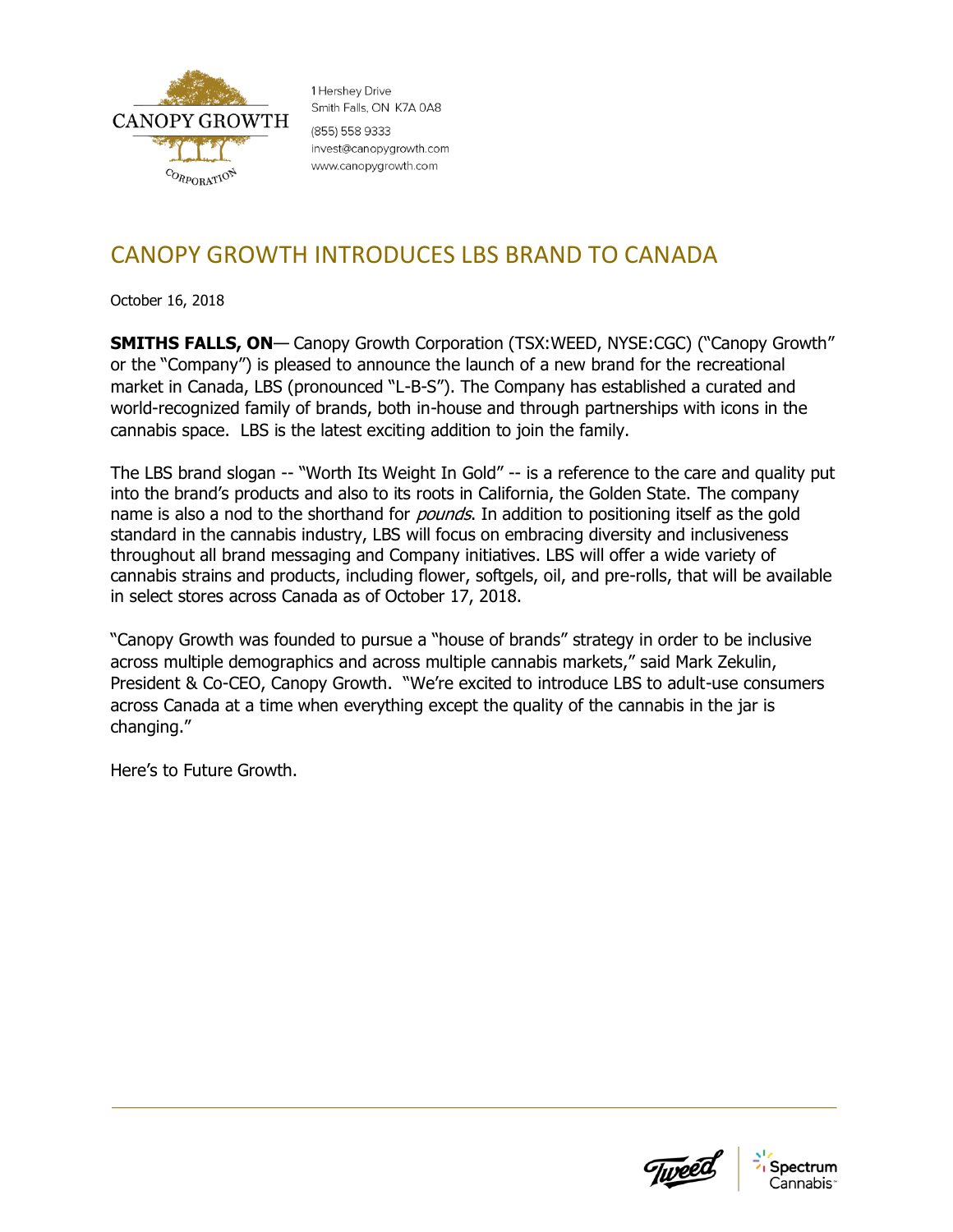1 Hershey Drive
Smith Falls, ON K7A 0A8
(855) 558 9333
invest@canopygrowth.com
www.canopygrowth.com

# CANOPY GROWTH INTRODUCES LBS BRAND TO CANADA

October 16, 2018

**SMITHS FALLS, ON**— Canopy Growth Corporation (TSX:WEED, NYSE:CGC) ("Canopy Growth" or the "Company") is pleased to announce the launch of a new brand for the recreational market in Canada, LBS (pronounced "L-B-S"). The Company has established a curated and world-recognized family of brands, both in-house and through partnerships with icons in the cannabis space. LBS is the latest exciting addition to join the family.

The LBS brand slogan -- "Worth Its Weight In Gold" -- is a reference to the care and quality put into the brand's products and also to its roots in California, the Golden State. The company name is also a nod to the shorthand for *pounds*. In addition to positioning itself as the gold standard in the cannabis industry, LBS will focus on embracing diversity and inclusiveness throughout all brand messaging and Company initiatives. LBS will offer a wide variety of cannabis strains and products, including flower, softgels, oil, and pre-rolls, that will be available in select stores across Canada as of October 17, 2018.

"Canopy Growth was founded to pursue a "house of brands" strategy in order to be inclusive across multiple demographics and across multiple cannabis markets," said Mark Zekulin, President & Co-CEO, Canopy Growth. "We're excited to introduce LBS to adult-use consumers across Canada at a time when everything except the quality of the cannabis in the jar is changing."

Here's to Future Growth.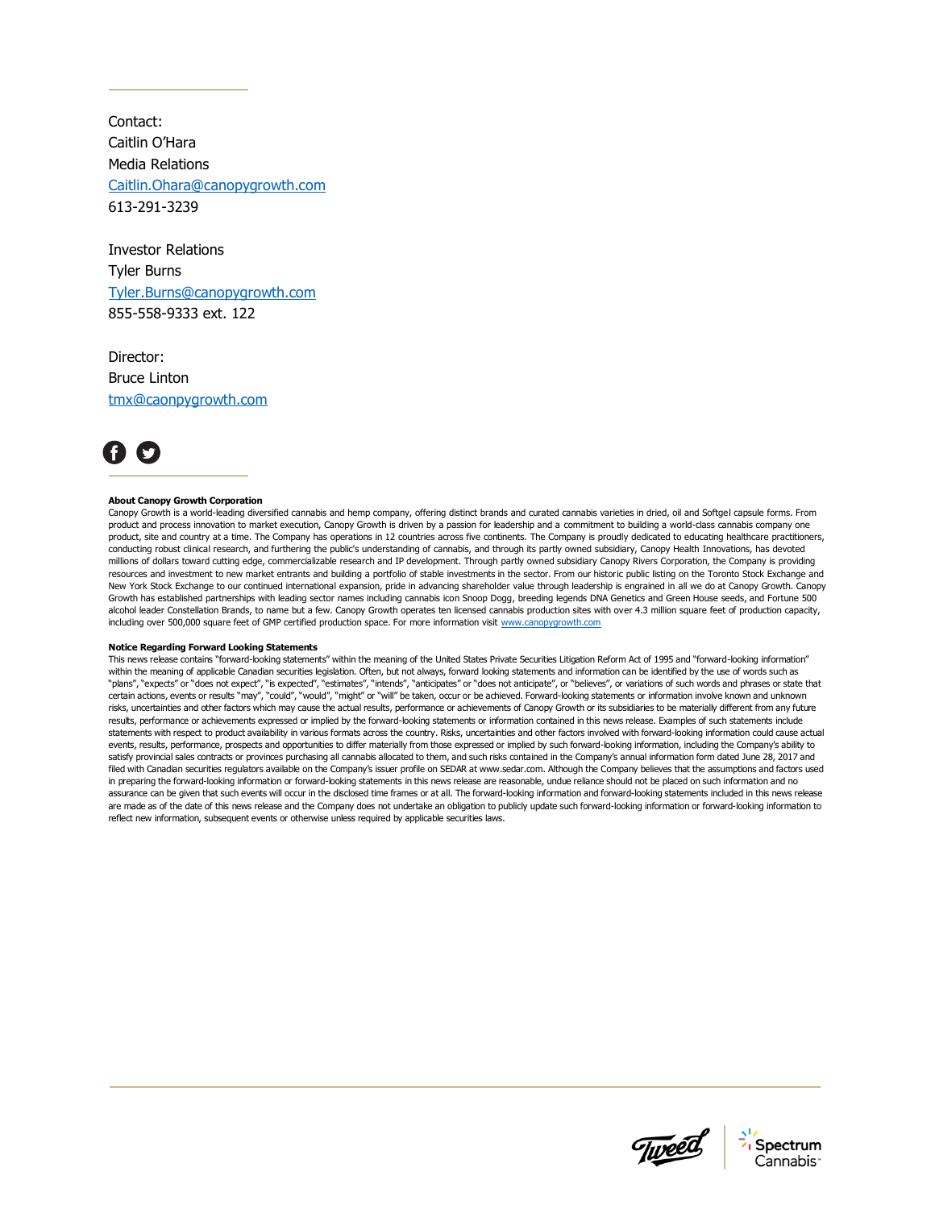Contact:
Caitlin O'Hara
Media Relations
Caitlin.Ohara@canopygrowth.com
613-291-3239

Investor Relations
Tyler Burns
Tyler.Burns@canopygrowth.com
855-558-9333 ext. 122

Director:
Bruce Linton
tmx@caonpygrowth.com

**About Canopy Growth Corporation**

Canopy Growth is a world-leading diversified cannabis and hemp company, offering distinct brands and curated cannabis varieties in dried, oil and Softgel capsule forms. From product and process innovation to market execution, Canopy Growth is driven by a passion for leadership and a commitment to building a world-class cannabis company one product, site and country at a time. The Company has operations in 12 countries across five continents. The Company is proudly dedicated to educating healthcare practitioners, conducting robust clinical research, and furthering the public's understanding of cannabis, and through its partly owned subsidiary, Canopy Health Innovations, has devoted millions of dollars toward cutting edge, commercializable research and IP development. Through partly owned subsidiary Canopy Rivers Corporation, the Company is providing resources and investment to new market entrants and building a portfolio of stable investments in the sector. From our historic public listing on the Toronto Stock Exchange and New York Stock Exchange to our continued international expansion, pride in advancing shareholder value through leadership is engrained in all we do at Canopy Growth. Canopy Growth has established partnerships with leading sector names including cannabis icon Snoop Dogg, breeding legends DNA Genetics and Green House seeds, and Fortune 500 alcohol leader Constellation Brands, to name but a few. Canopy Growth operates ten licensed cannabis production sites with over 4.3 million square feet of production capacity, including over 500,000 square feet of GMP certified production space. For more information visit www.canopygrowth.com

**Notice Regarding Forward Looking Statements**

This news release contains "forward-looking statements" within the meaning of the United States Private Securities Litigation Reform Act of 1995 and "forward-looking information" within the meaning of applicable Canadian securities legislation. Often, but not always, forward looking statements and information can be identified by the use of words such as "plans", "expects" or "does not expect", "is expected", "estimates", "intends", "anticipates" or "does not anticipate", or "believes", or variations of such words and phrases or state that certain actions, events or results "may", "could", "would", "might" or "will" be taken, occur or be achieved. Forward-looking statements or information involve known and unknown risks, uncertainties and other factors which may cause the actual results, performance or achievements of Canopy Growth or its subsidiaries to be materially different from any future results, performance or achievements expressed or implied by the forward-looking statements or information contained in this news release. Examples of such statements include statements with respect to product availability in various formats across the country. Risks, uncertainties and other factors involved with forward-looking information could cause actual events, results, performance, prospects and opportunities to differ materially from those expressed or implied by such forward-looking information, including the Company's ability to satisfy provincial sales contracts or provinces purchasing all cannabis allocated to them, and such risks contained in the Company's annual information form dated June 28, 2017 and filed with Canadian securities regulators available on the Company's issuer profile on SEDAR at www.sedar.com. Although the Company believes that the assumptions and factors used in preparing the forward-looking information or forward-looking statements in this news release are reasonable, undue reliance should not be placed on such information and no assurance can be given that such events will occur in the disclosed time frames or at all. The forward-looking information and forward-looking statements included in this news release are made as of the date of this news release and the Company does not undertake an obligation to publicly update such forward-looking information or forward-looking information to reflect new information, subsequent events or otherwise unless required by applicable securities laws.